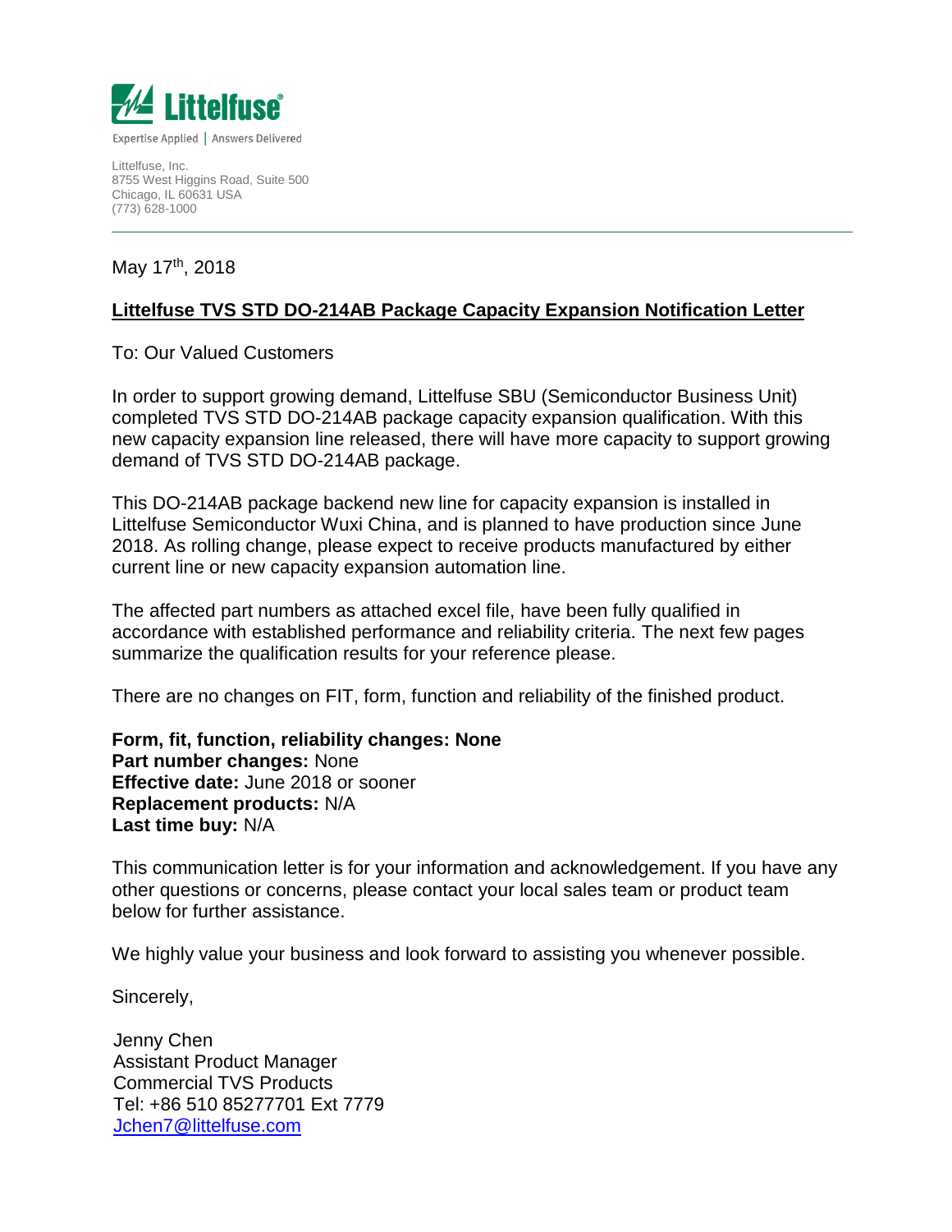Littelfuse®

Expertise Applied | Answers Delivered

Littelfuse, Inc.
8755 West Higgins Road, Suite 500
Chicago, IL 60631 USA
(773) 628-1000

May 17th, 2018

## Littelfuse TVS STD DO-214AB Package Capacity Expansion Notification Letter

To: Our Valued Customers

In order to support growing demand, Littelfuse SBU (Semiconductor Business Unit) completed TVS STD DO-214AB package capacity expansion qualification. With this new capacity expansion line released, there will have more capacity to support growing demand of TVS STD DO-214AB package.

This DO-214AB package backend new line for capacity expansion is installed in Littelfuse Semiconductor Wuxi China, and is planned to have production since June 2018. As rolling change, please expect to receive products manufactured by either current line or new capacity expansion automation line.

The affected part numbers as attached excel file, have been fully qualified in accordance with established performance and reliability criteria. The next few pages summarize the qualification results for your reference please.

There are no changes on FIT, form, function and reliability of the finished product.

**Form, fit, function, reliability changes: None**
**Part number changes:** None
**Effective date:** June 2018 or sooner
**Replacement products:** N/A
**Last time buy:** N/A

This communication letter is for your information and acknowledgement. If you have any other questions or concerns, please contact your local sales team or product team below for further assistance.

We highly value your business and look forward to assisting you whenever possible.

Sincerely,

Jenny Chen
Assistant Product Manager
Commercial TVS Products
Tel: +86 510 85277701 Ext 7779
Jchen7@littelfuse.com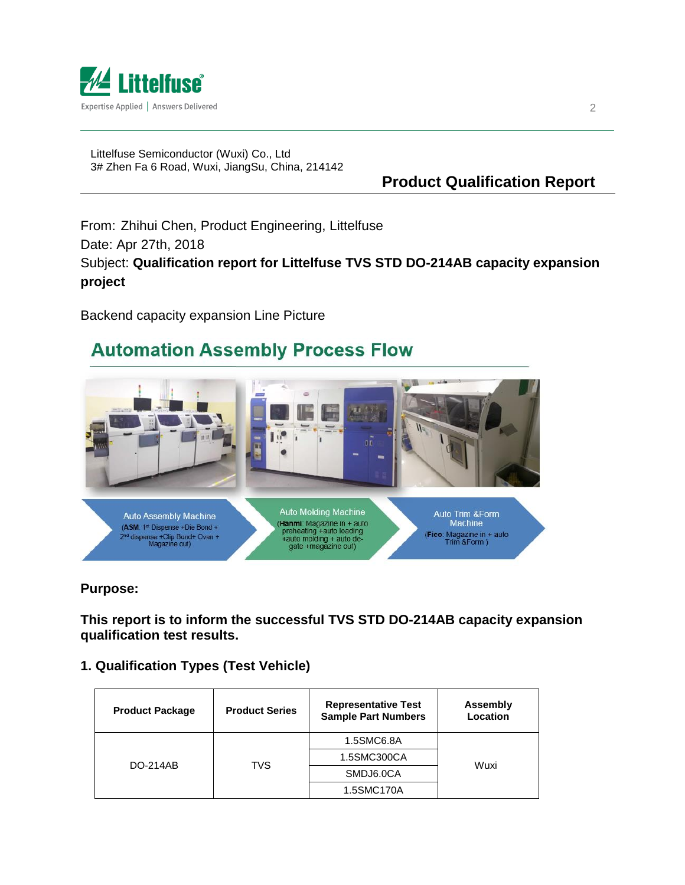Littelfuse Semiconductor (Wuxi) Co., Ltd
3# Zhen Fa 6 Road, Wuxi, JiangSu, China, 214142

# Product Qualification Report

From: Zhihui Chen, Product Engineering, Littelfuse
Date: Apr 27th, 2018
Subject: **Qualification report for Littelfuse TVS STD DO-214AB capacity expansion project**

Backend capacity expansion Line Picture

## Automation Assembly Process Flow

Auto Assembly Machine
(**ASM**: 1st Dispense +Die Bond + 2nd dispense +Clip Bond+ Oven + Magazine out)

Auto Molding Machine
(**Hanmi**: Magazine in + auto preheating +auto loading +auto molding + auto de-gate +magazine out)

Auto Trim &Form Machine
(**Fico**: Magazine in + auto Trim &Form )

**Purpose:**

**This report is to inform the successful TVS STD DO-214AB capacity expansion qualification test results.**

### 1. Qualification Types (Test Vehicle)

| Product Package | Product Series | Representative Test Sample Part Numbers | Assembly Location |
|---|---|---|---|
| DO-214AB | TVS | 1.5SMC6.8A | Wuxi |
| | | 1.5SMC300CA | |
| | | SMDJ6.0CA | |
| | | 1.5SMC170A | |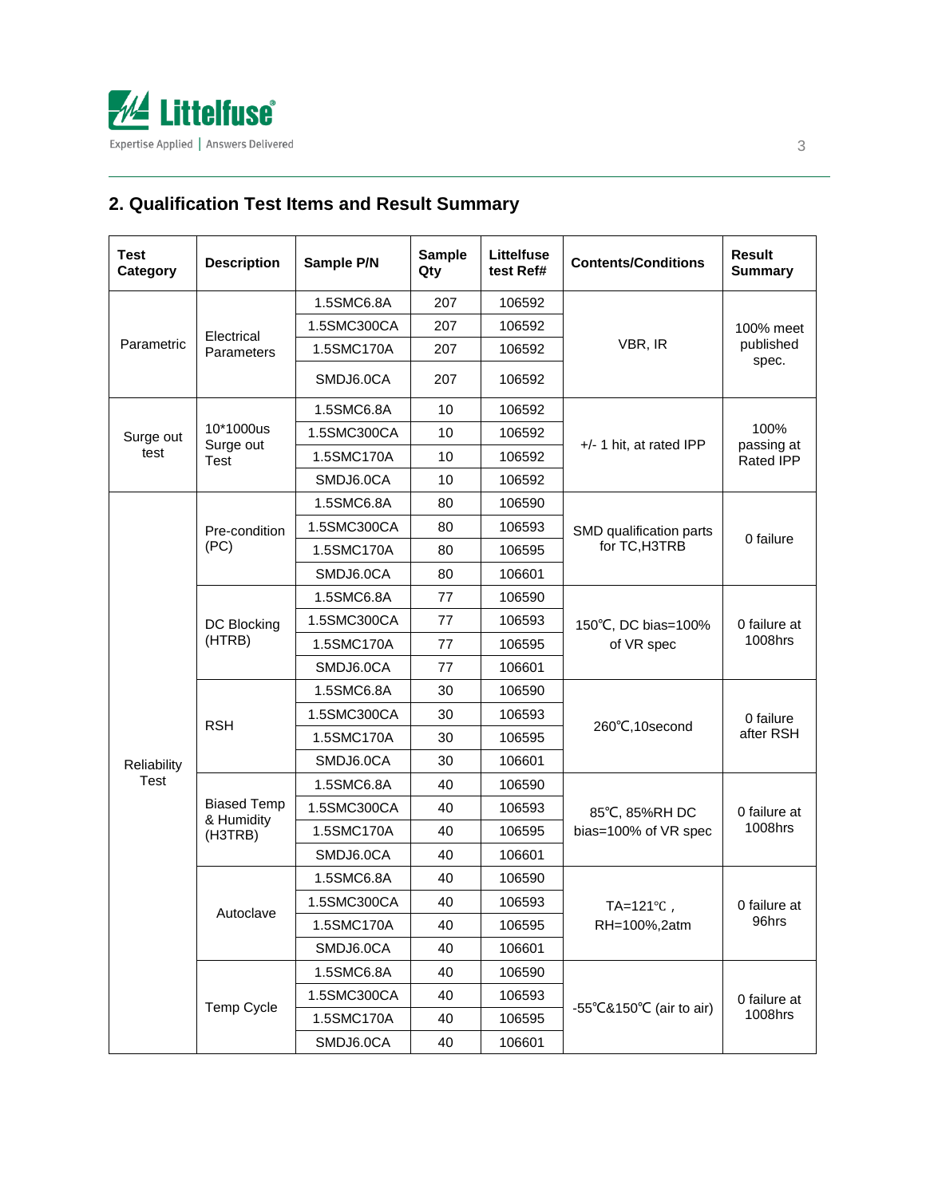## 2. Qualification Test Items and Result Summary

| Test Category | Description | Sample P/N | Sample Qty | Littelfuse test Ref# | Contents/Conditions | Result Summary |
|---|---|---|---|---|---|---|
| Parametric | Electrical Parameters | 1.5SMC6.8A | 207 | 106592 | VBR, IR | 100% meet published spec. |
| | | 1.5SMC300CA | 207 | 106592 | | |
| | | 1.5SMC170A | 207 | 106592 | | |
| | | SMDJ6.0CA | 207 | 106592 | | |
| Surge out test | 10*1000us Surge out Test | 1.5SMC6.8A | 10 | 106592 | +/- 1 hit, at rated IPP | 100% passing at Rated IPP |
| | | 1.5SMC300CA | 10 | 106592 | | |
| | | 1.5SMC170A | 10 | 106592 | | |
| | | SMDJ6.0CA | 10 | 106592 | | |
| Reliability Test | Pre-condition (PC) | 1.5SMC6.8A | 80 | 106590 | SMD qualification parts for TC,H3TRB | 0 failure |
| | | 1.5SMC300CA | 80 | 106593 | | |
| | | 1.5SMC170A | 80 | 106595 | | |
| | | SMDJ6.0CA | 80 | 106601 | | |
| | DC Blocking (HTRB) | 1.5SMC6.8A | 77 | 106590 | 150℃, DC bias=100% of VR spec | 0 failure at 1008hrs |
| | | 1.5SMC300CA | 77 | 106593 | | |
| | | 1.5SMC170A | 77 | 106595 | | |
| | | SMDJ6.0CA | 77 | 106601 | | |
| | RSH | 1.5SMC6.8A | 30 | 106590 | 260℃,10second | 0 failure after RSH |
| | | 1.5SMC300CA | 30 | 106593 | | |
| | | 1.5SMC170A | 30 | 106595 | | |
| | | SMDJ6.0CA | 30 | 106601 | | |
| | Biased Temp & Humidity (H3TRB) | 1.5SMC6.8A | 40 | 106590 | 85℃, 85%RH DC bias=100% of VR spec | 0 failure at 1008hrs |
| | | 1.5SMC300CA | 40 | 106593 | | |
| | | 1.5SMC170A | 40 | 106595 | | |
| | | SMDJ6.0CA | 40 | 106601 | | |
| | Autoclave | 1.5SMC6.8A | 40 | 106590 | TA=121℃ , RH=100%,2atm | 0 failure at 96hrs |
| | | 1.5SMC300CA | 40 | 106593 | | |
| | | 1.5SMC170A | 40 | 106595 | | |
| | | SMDJ6.0CA | 40 | 106601 | | |
| | Temp Cycle | 1.5SMC6.8A | 40 | 106590 | -55℃&150℃ (air to air) | 0 failure at 1008hrs |
| | | 1.5SMC300CA | 40 | 106593 | | |
| | | 1.5SMC170A | 40 | 106595 | | |
| | | SMDJ6.0CA | 40 | 106601 | | |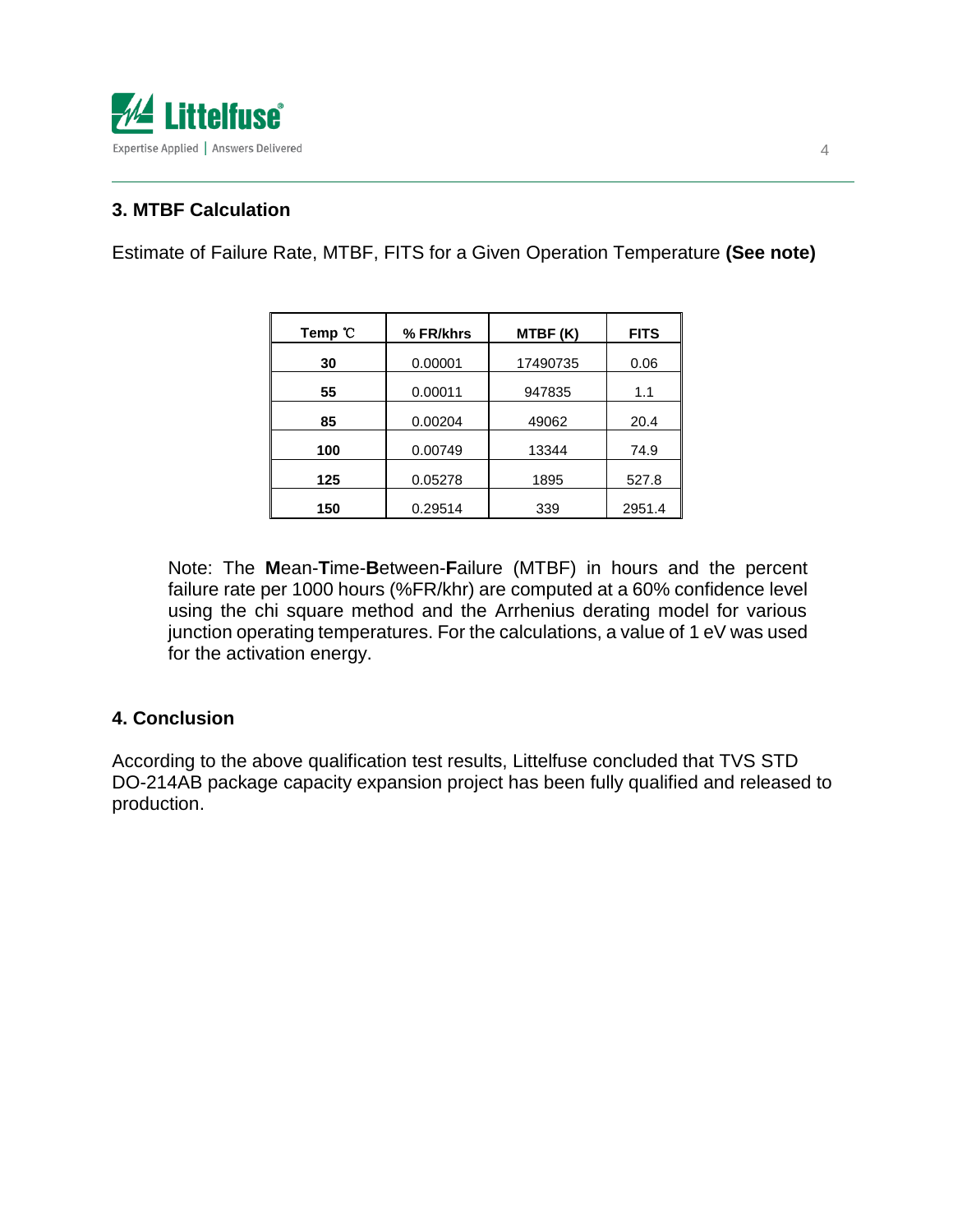## 3. MTBF Calculation

Estimate of Failure Rate, MTBF, FITS for a Given Operation Temperature **(See note)**

| Temp ℃ | % FR/khrs | MTBF (K) | FITS |
|---|---|---|---|
| **30** | 0.00001 | 17490735 | 0.06 |
| **55** | 0.00011 | 947835 | 1.1 |
| **85** | 0.00204 | 49062 | 20.4 |
| **100** | 0.00749 | 13344 | 74.9 |
| **125** | 0.05278 | 1895 | 527.8 |
| **150** | 0.29514 | 339 | 2951.4 |

Note: The **M**ean-**T**ime-**B**etween-**F**ailure (MTBF) in hours and the percent failure rate per 1000 hours (%FR/khr) are computed at a 60% confidence level using the chi square method and the Arrhenius derating model for various junction operating temperatures. For the calculations, a value of 1 eV was used for the activation energy.

## 4. Conclusion

According to the above qualification test results, Littelfuse concluded that TVS STD DO-214AB package capacity expansion project has been fully qualified and released to production.